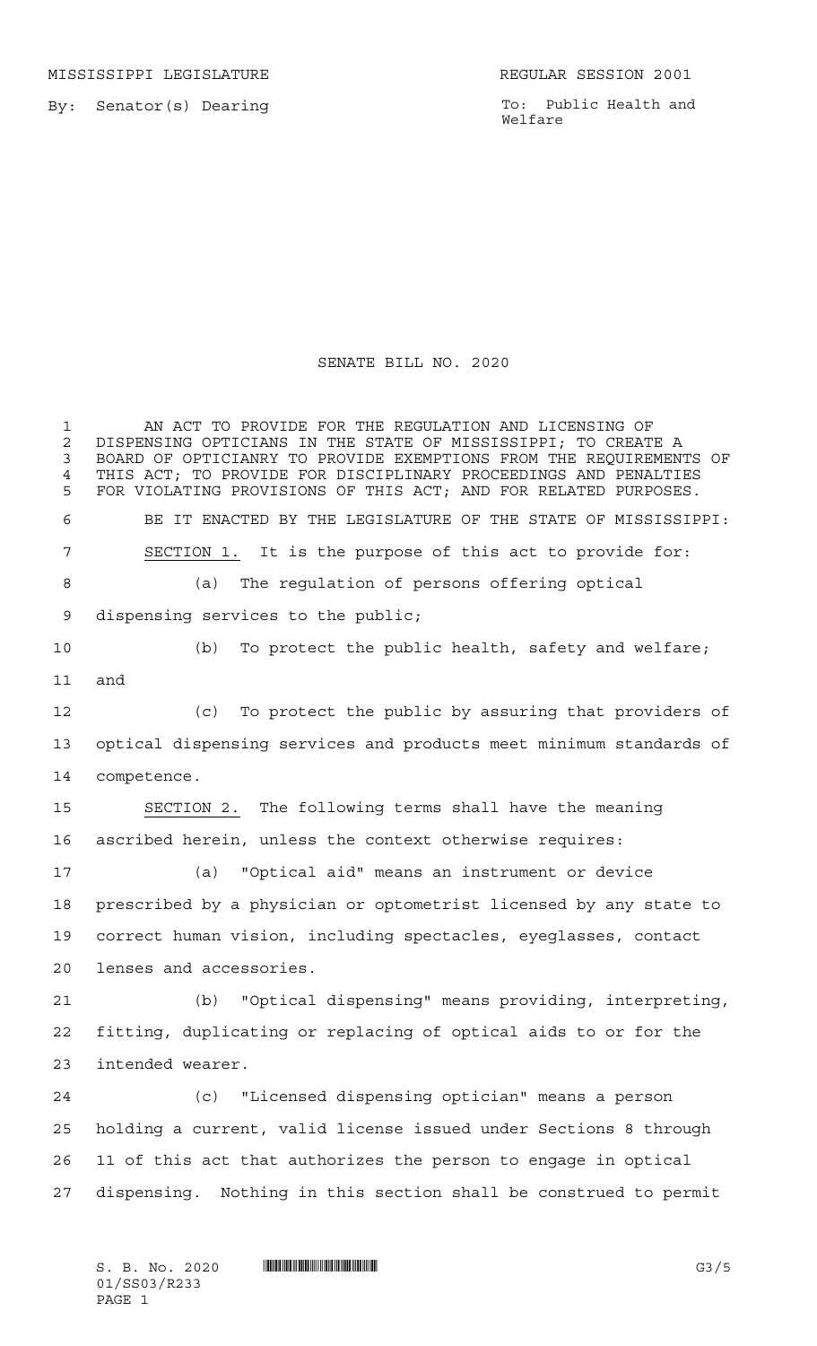MISSISSIPPI LEGISLATURE REGULAR SESSION 2001

By: Senator(s) Dearing

To: Public Health and Welfare

# SENATE BILL NO. 2020

AN ACT TO PROVIDE FOR THE REGULATION AND LICENSING OF DISPENSING OPTICIANS IN THE STATE OF MISSISSIPPI; TO CREATE A BOARD OF OPTICIANRY TO PROVIDE EXEMPTIONS FROM THE REQUIREMENTS OF THIS ACT; TO PROVIDE FOR DISCIPLINARY PROCEEDINGS AND PENALTIES FOR VIOLATING PROVISIONS OF THIS ACT; AND FOR RELATED PURPOSES.

BE IT ENACTED BY THE LEGISLATURE OF THE STATE OF MISSISSIPPI:

SECTION 1. It is the purpose of this act to provide for:

(a) The regulation of persons offering optical dispensing services to the public;

(b) To protect the public health, safety and welfare; and

(c) To protect the public by assuring that providers of optical dispensing services and products meet minimum standards of competence.

SECTION 2. The following terms shall have the meaning ascribed herein, unless the context otherwise requires:

(a) "Optical aid" means an instrument or device prescribed by a physician or optometrist licensed by any state to correct human vision, including spectacles, eyeglasses, contact lenses and accessories.

(b) "Optical dispensing" means providing, interpreting, fitting, duplicating or replacing of optical aids to or for the intended wearer.

(c) "Licensed dispensing optician" means a person holding a current, valid license issued under Sections 8 through 11 of this act that authorizes the person to engage in optical dispensing. Nothing in this section shall be construed to permit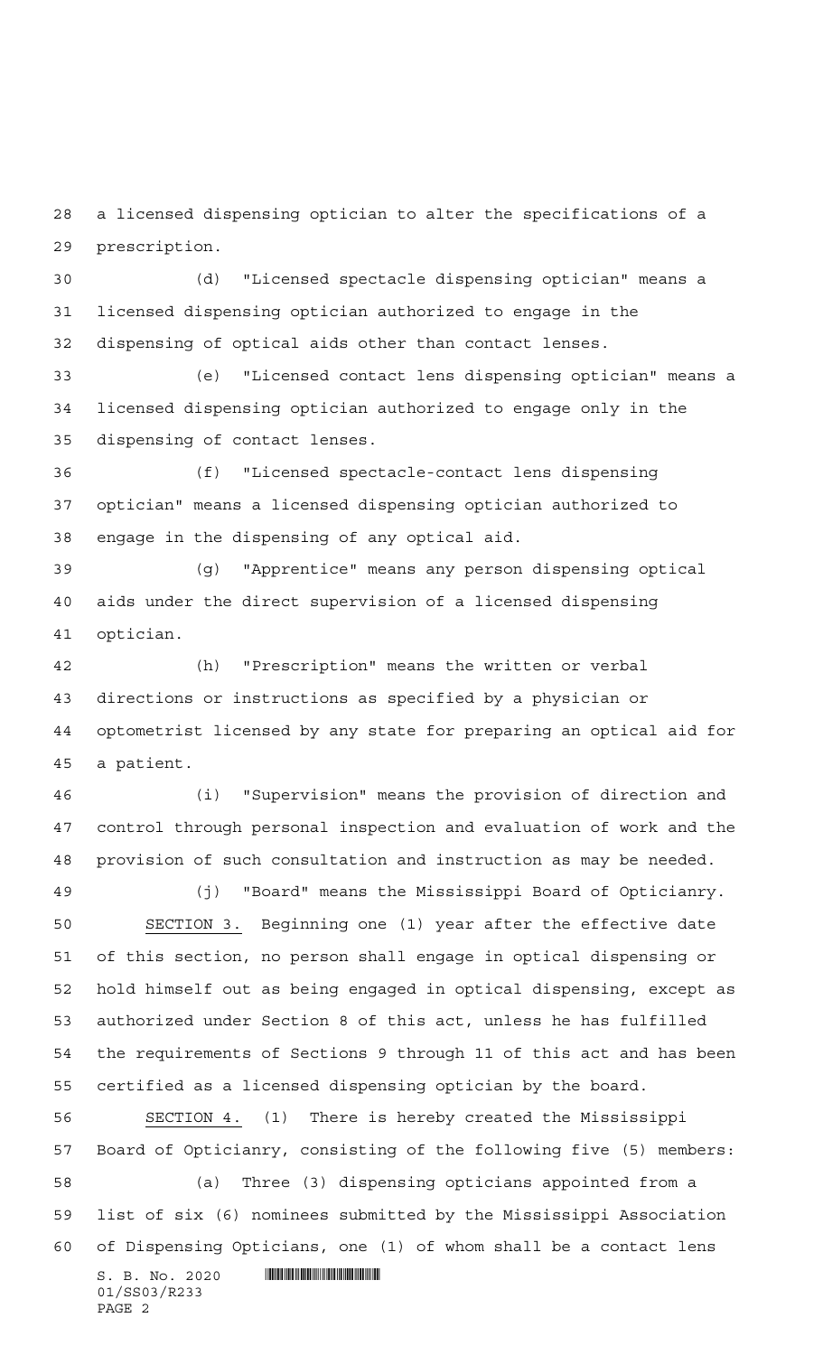a licensed dispensing optician to alter the specifications of a prescription.

(d) "Licensed spectacle dispensing optician" means a licensed dispensing optician authorized to engage in the dispensing of optical aids other than contact lenses.

(e) "Licensed contact lens dispensing optician" means a licensed dispensing optician authorized to engage only in the dispensing of contact lenses.

(f) "Licensed spectacle-contact lens dispensing optician" means a licensed dispensing optician authorized to engage in the dispensing of any optical aid.

(g) "Apprentice" means any person dispensing optical aids under the direct supervision of a licensed dispensing optician.

(h) "Prescription" means the written or verbal directions or instructions as specified by a physician or optometrist licensed by any state for preparing an optical aid for a patient.

(i) "Supervision" means the provision of direction and control through personal inspection and evaluation of work and the provision of such consultation and instruction as may be needed.

(j) "Board" means the Mississippi Board of Opticianry.

SECTION 3. Beginning one (1) year after the effective date of this section, no person shall engage in optical dispensing or hold himself out as being engaged in optical dispensing, except as authorized under Section 8 of this act, unless he has fulfilled the requirements of Sections 9 through 11 of this act and has been certified as a licensed dispensing optician by the board.

SECTION 4. (1) There is hereby created the Mississippi Board of Opticianry, consisting of the following five (5) members:

(a) Three (3) dispensing opticians appointed from a list of six (6) nominees submitted by the Mississippi Association of Dispensing Opticians, one (1) of whom shall be a contact lens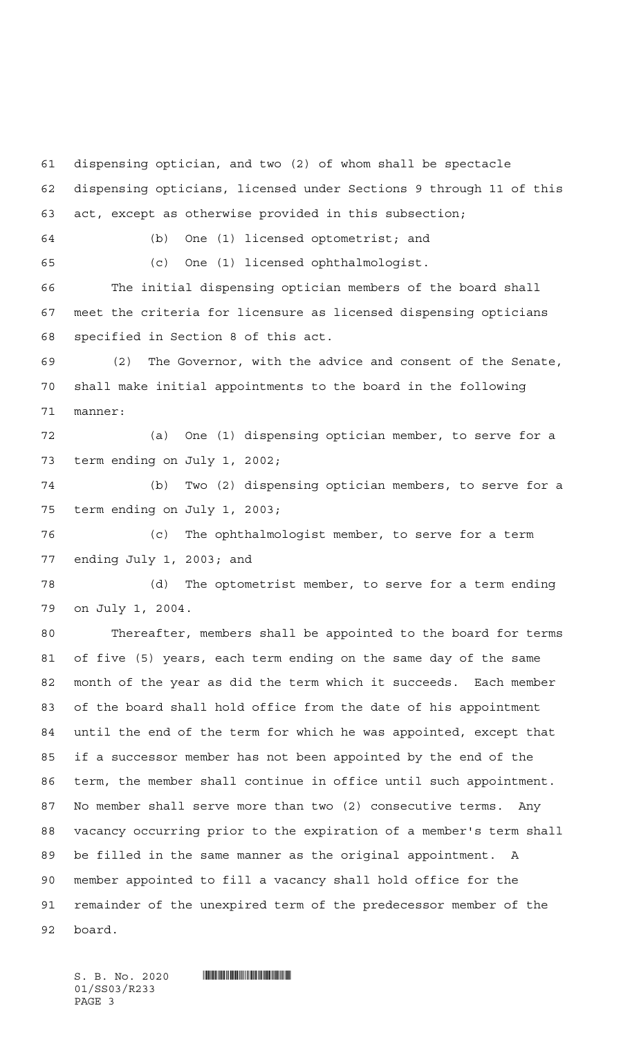dispensing optician, and two (2) of whom shall be spectacle dispensing opticians, licensed under Sections 9 through 11 of this act, except as otherwise provided in this subsection;

(b) One (1) licensed optometrist; and

(c) One (1) licensed ophthalmologist.

The initial dispensing optician members of the board shall meet the criteria for licensure as licensed dispensing opticians specified in Section 8 of this act.

(2) The Governor, with the advice and consent of the Senate, shall make initial appointments to the board in the following manner:

(a) One (1) dispensing optician member, to serve for a term ending on July 1, 2002;

(b) Two (2) dispensing optician members, to serve for a term ending on July 1, 2003;

(c) The ophthalmologist member, to serve for a term ending July 1, 2003; and

(d) The optometrist member, to serve for a term ending on July 1, 2004.

Thereafter, members shall be appointed to the board for terms of five (5) years, each term ending on the same day of the same month of the year as did the term which it succeeds. Each member of the board shall hold office from the date of his appointment until the end of the term for which he was appointed, except that if a successor member has not been appointed by the end of the term, the member shall continue in office until such appointment. No member shall serve more than two (2) consecutive terms. Any vacancy occurring prior to the expiration of a member's term shall be filled in the same manner as the original appointment. A member appointed to fill a vacancy shall hold office for the remainder of the unexpired term of the predecessor member of the board.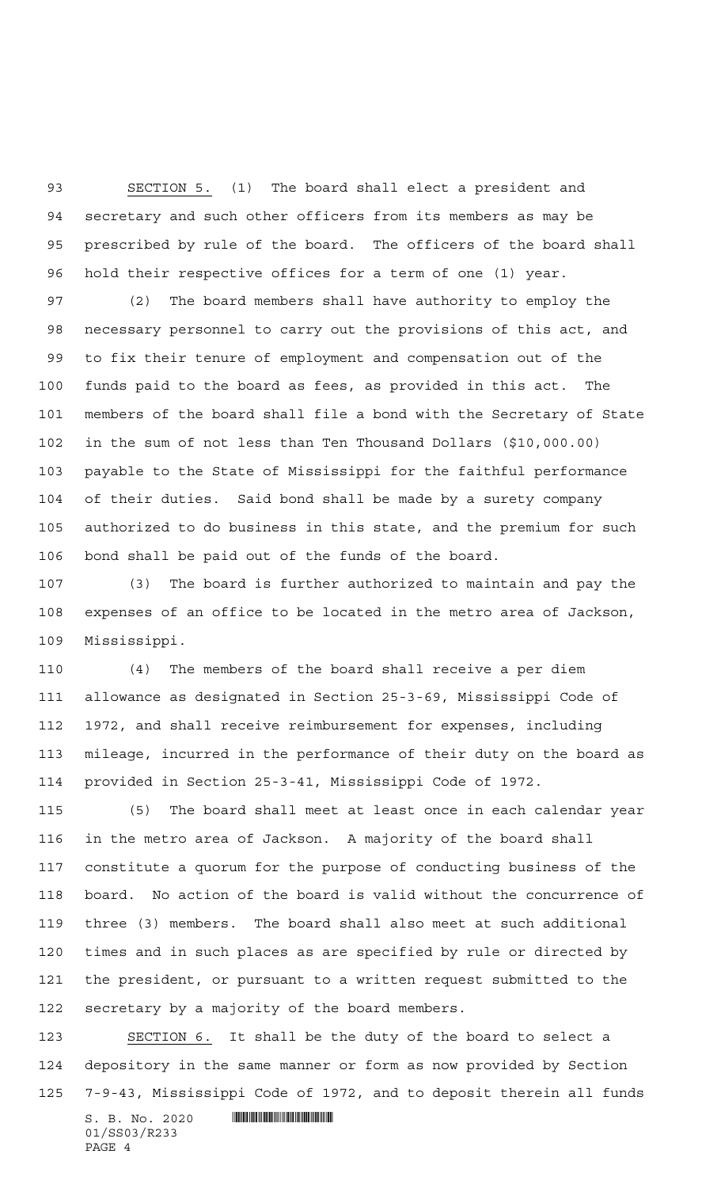SECTION 5. (1) The board shall elect a president and secretary and such other officers from its members as may be prescribed by rule of the board. The officers of the board shall hold their respective offices for a term of one (1) year.

(2) The board members shall have authority to employ the necessary personnel to carry out the provisions of this act, and to fix their tenure of employment and compensation out of the funds paid to the board as fees, as provided in this act. The members of the board shall file a bond with the Secretary of State in the sum of not less than Ten Thousand Dollars ($10,000.00) payable to the State of Mississippi for the faithful performance of their duties. Said bond shall be made by a surety company authorized to do business in this state, and the premium for such bond shall be paid out of the funds of the board.

(3) The board is further authorized to maintain and pay the expenses of an office to be located in the metro area of Jackson, Mississippi.

(4) The members of the board shall receive a per diem allowance as designated in Section 25-3-69, Mississippi Code of 1972, and shall receive reimbursement for expenses, including mileage, incurred in the performance of their duty on the board as provided in Section 25-3-41, Mississippi Code of 1972.

(5) The board shall meet at least once in each calendar year in the metro area of Jackson. A majority of the board shall constitute a quorum for the purpose of conducting business of the board. No action of the board is valid without the concurrence of three (3) members. The board shall also meet at such additional times and in such places as are specified by rule or directed by the president, or pursuant to a written request submitted to the secretary by a majority of the board members.

SECTION 6. It shall be the duty of the board to select a depository in the same manner or form as now provided by Section 7-9-43, Mississippi Code of 1972, and to deposit therein all funds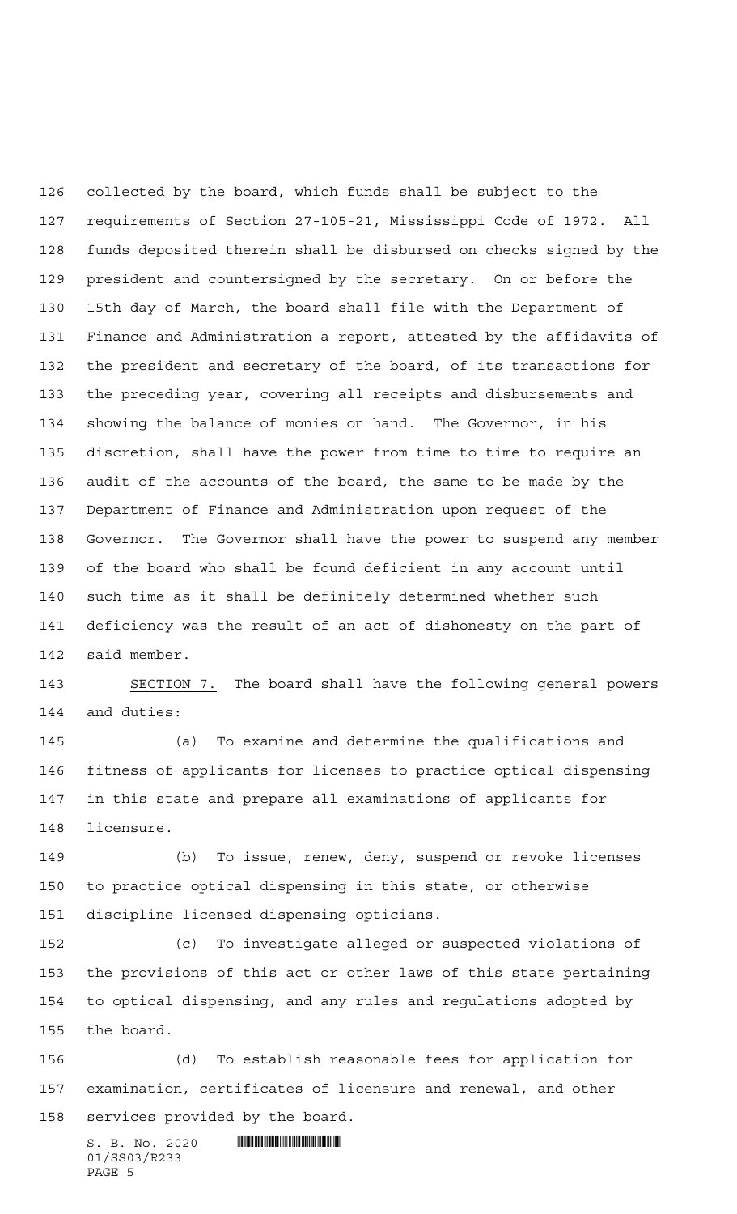collected by the board, which funds shall be subject to the requirements of Section 27-105-21, Mississippi Code of 1972. All funds deposited therein shall be disbursed on checks signed by the president and countersigned by the secretary. On or before the 15th day of March, the board shall file with the Department of Finance and Administration a report, attested by the affidavits of the president and secretary of the board, of its transactions for the preceding year, covering all receipts and disbursements and showing the balance of monies on hand. The Governor, in his discretion, shall have the power from time to time to require an audit of the accounts of the board, the same to be made by the Department of Finance and Administration upon request of the Governor. The Governor shall have the power to suspend any member of the board who shall be found deficient in any account until such time as it shall be definitely determined whether such deficiency was the result of an act of dishonesty on the part of said member.

SECTION 7. The board shall have the following general powers and duties:

(a) To examine and determine the qualifications and fitness of applicants for licenses to practice optical dispensing in this state and prepare all examinations of applicants for licensure.

(b) To issue, renew, deny, suspend or revoke licenses to practice optical dispensing in this state, or otherwise discipline licensed dispensing opticians.

(c) To investigate alleged or suspected violations of the provisions of this act or other laws of this state pertaining to optical dispensing, and any rules and regulations adopted by the board.

(d) To establish reasonable fees for application for examination, certificates of licensure and renewal, and other services provided by the board.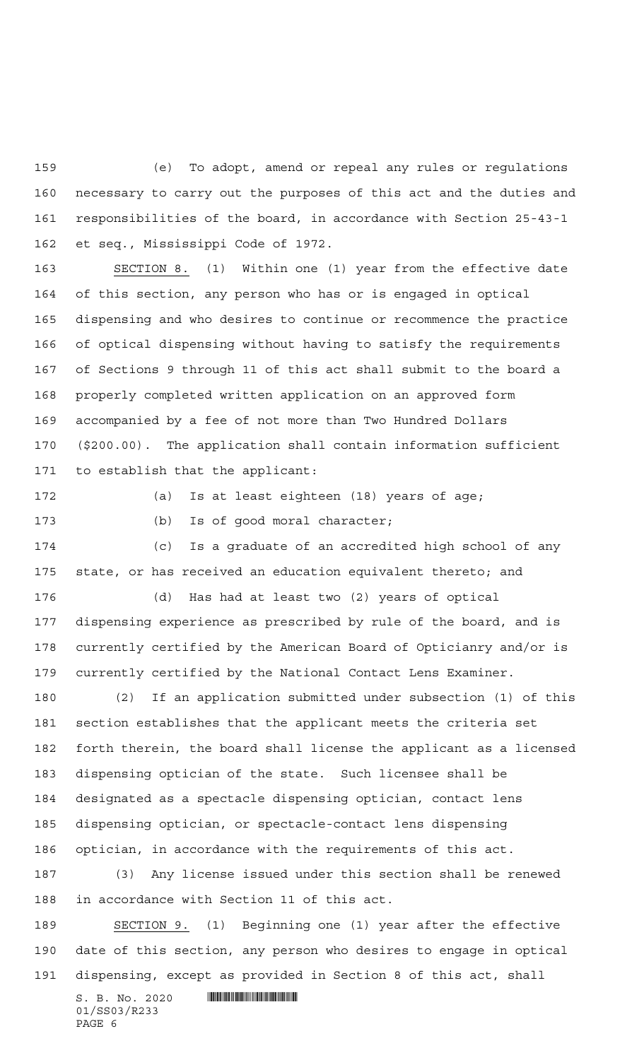(e) To adopt, amend or repeal any rules or regulations necessary to carry out the purposes of this act and the duties and responsibilities of the board, in accordance with Section 25-43-1 et seq., Mississippi Code of 1972.

SECTION 8. (1) Within one (1) year from the effective date of this section, any person who has or is engaged in optical dispensing and who desires to continue or recommence the practice of optical dispensing without having to satisfy the requirements of Sections 9 through 11 of this act shall submit to the board a properly completed written application on an approved form accompanied by a fee of not more than Two Hundred Dollars ($200.00). The application shall contain information sufficient to establish that the applicant:

(a) Is at least eighteen (18) years of age;

(b) Is of good moral character;

(c) Is a graduate of an accredited high school of any state, or has received an education equivalent thereto; and

(d) Has had at least two (2) years of optical dispensing experience as prescribed by rule of the board, and is currently certified by the American Board of Opticianry and/or is currently certified by the National Contact Lens Examiner.

(2) If an application submitted under subsection (1) of this section establishes that the applicant meets the criteria set forth therein, the board shall license the applicant as a licensed dispensing optician of the state. Such licensee shall be designated as a spectacle dispensing optician, contact lens dispensing optician, or spectacle-contact lens dispensing optician, in accordance with the requirements of this act.

(3) Any license issued under this section shall be renewed in accordance with Section 11 of this act.

SECTION 9. (1) Beginning one (1) year after the effective date of this section, any person who desires to engage in optical dispensing, except as provided in Section 8 of this act, shall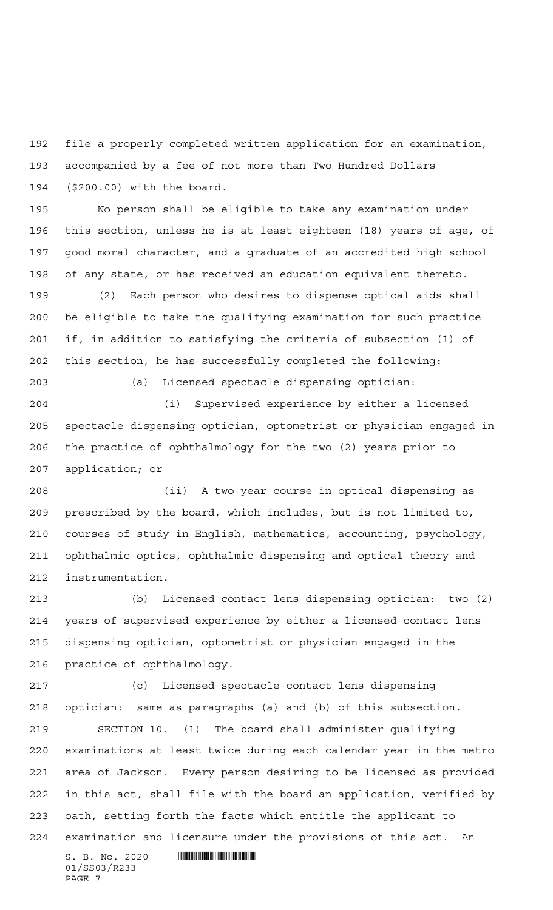file a properly completed written application for an examination, accompanied by a fee of not more than Two Hundred Dollars ($200.00) with the board.

No person shall be eligible to take any examination under this section, unless he is at least eighteen (18) years of age, of good moral character, and a graduate of an accredited high school of any state, or has received an education equivalent thereto.

(2) Each person who desires to dispense optical aids shall be eligible to take the qualifying examination for such practice if, in addition to satisfying the criteria of subsection (1) of this section, he has successfully completed the following:

(a) Licensed spectacle dispensing optician:

(i) Supervised experience by either a licensed spectacle dispensing optician, optometrist or physician engaged in the practice of ophthalmology for the two (2) years prior to application; or

(ii) A two-year course in optical dispensing as prescribed by the board, which includes, but is not limited to, courses of study in English, mathematics, accounting, psychology, ophthalmic optics, ophthalmic dispensing and optical theory and instrumentation.

(b) Licensed contact lens dispensing optician: two (2) years of supervised experience by either a licensed contact lens dispensing optician, optometrist or physician engaged in the practice of ophthalmology.

(c) Licensed spectacle-contact lens dispensing optician: same as paragraphs (a) and (b) of this subsection.

SECTION 10. (1) The board shall administer qualifying examinations at least twice during each calendar year in the metro area of Jackson. Every person desiring to be licensed as provided in this act, shall file with the board an application, verified by oath, setting forth the facts which entitle the applicant to examination and licensure under the provisions of this act. An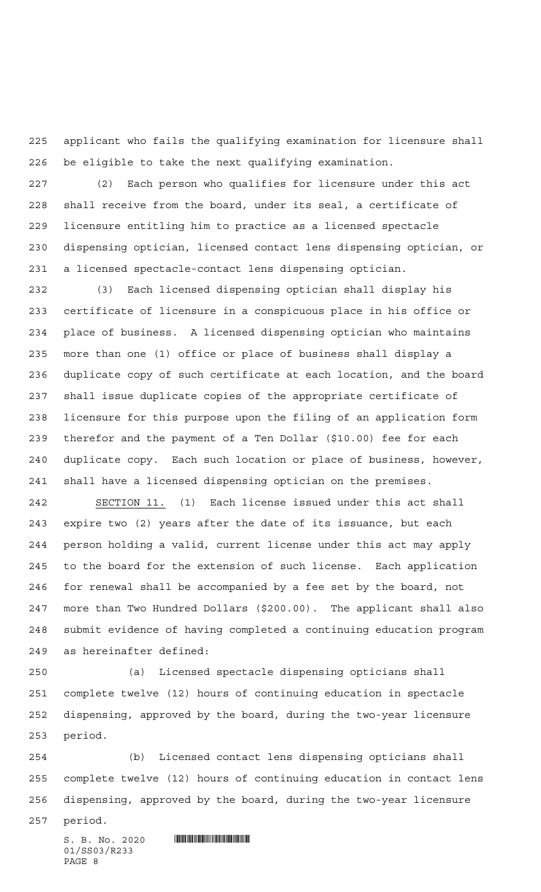applicant who fails the qualifying examination for licensure shall be eligible to take the next qualifying examination.

(2) Each person who qualifies for licensure under this act shall receive from the board, under its seal, a certificate of licensure entitling him to practice as a licensed spectacle dispensing optician, licensed contact lens dispensing optician, or a licensed spectacle-contact lens dispensing optician.

(3) Each licensed dispensing optician shall display his certificate of licensure in a conspicuous place in his office or place of business. A licensed dispensing optician who maintains more than one (1) office or place of business shall display a duplicate copy of such certificate at each location, and the board shall issue duplicate copies of the appropriate certificate of licensure for this purpose upon the filing of an application form therefor and the payment of a Ten Dollar ($10.00) fee for each duplicate copy. Each such location or place of business, however, shall have a licensed dispensing optician on the premises.

SECTION 11. (1) Each license issued under this act shall expire two (2) years after the date of its issuance, but each person holding a valid, current license under this act may apply to the board for the extension of such license. Each application for renewal shall be accompanied by a fee set by the board, not more than Two Hundred Dollars ($200.00). The applicant shall also submit evidence of having completed a continuing education program as hereinafter defined:

(a) Licensed spectacle dispensing opticians shall complete twelve (12) hours of continuing education in spectacle dispensing, approved by the board, during the two-year licensure period.

(b) Licensed contact lens dispensing opticians shall complete twelve (12) hours of continuing education in contact lens dispensing, approved by the board, during the two-year licensure period.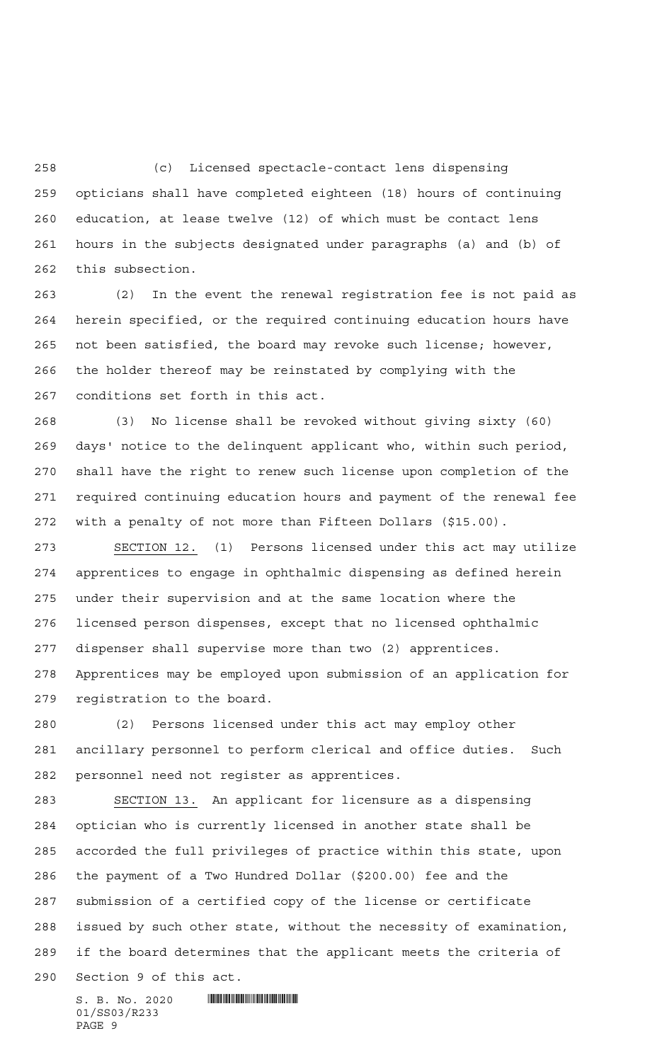(c) Licensed spectacle-contact lens dispensing opticians shall have completed eighteen (18) hours of continuing education, at lease twelve (12) of which must be contact lens hours in the subjects designated under paragraphs (a) and (b) of this subsection.

(2) In the event the renewal registration fee is not paid as herein specified, or the required continuing education hours have not been satisfied, the board may revoke such license; however, the holder thereof may be reinstated by complying with the conditions set forth in this act.

(3) No license shall be revoked without giving sixty (60) days' notice to the delinquent applicant who, within such period, shall have the right to renew such license upon completion of the required continuing education hours and payment of the renewal fee with a penalty of not more than Fifteen Dollars ($15.00).

SECTION 12. (1) Persons licensed under this act may utilize apprentices to engage in ophthalmic dispensing as defined herein under their supervision and at the same location where the licensed person dispenses, except that no licensed ophthalmic dispenser shall supervise more than two (2) apprentices. Apprentices may be employed upon submission of an application for registration to the board.

(2) Persons licensed under this act may employ other ancillary personnel to perform clerical and office duties. Such personnel need not register as apprentices.

SECTION 13. An applicant for licensure as a dispensing optician who is currently licensed in another state shall be accorded the full privileges of practice within this state, upon the payment of a Two Hundred Dollar ($200.00) fee and the submission of a certified copy of the license or certificate issued by such other state, without the necessity of examination, if the board determines that the applicant meets the criteria of Section 9 of this act.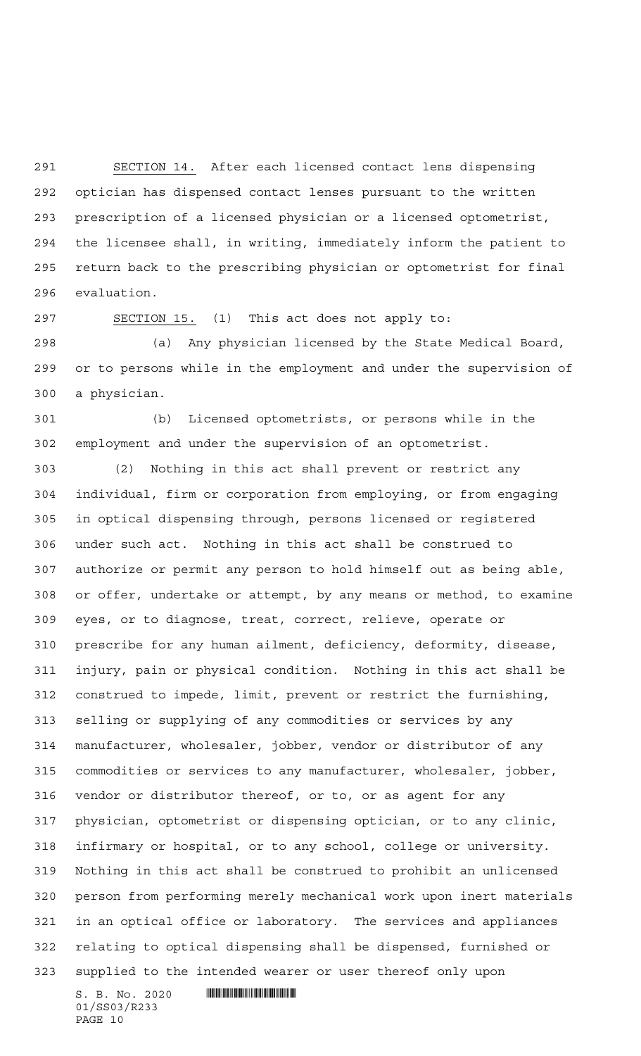SECTION 14. After each licensed contact lens dispensing optician has dispensed contact lenses pursuant to the written prescription of a licensed physician or a licensed optometrist, the licensee shall, in writing, immediately inform the patient to return back to the prescribing physician or optometrist for final evaluation.

SECTION 15. (1) This act does not apply to:

(a) Any physician licensed by the State Medical Board, or to persons while in the employment and under the supervision of a physician.

(b) Licensed optometrists, or persons while in the employment and under the supervision of an optometrist.

(2) Nothing in this act shall prevent or restrict any individual, firm or corporation from employing, or from engaging in optical dispensing through, persons licensed or registered under such act. Nothing in this act shall be construed to authorize or permit any person to hold himself out as being able, or offer, undertake or attempt, by any means or method, to examine eyes, or to diagnose, treat, correct, relieve, operate or prescribe for any human ailment, deficiency, deformity, disease, injury, pain or physical condition. Nothing in this act shall be construed to impede, limit, prevent or restrict the furnishing, selling or supplying of any commodities or services by any manufacturer, wholesaler, jobber, vendor or distributor of any commodities or services to any manufacturer, wholesaler, jobber, vendor or distributor thereof, or to, or as agent for any physician, optometrist or dispensing optician, or to any clinic, infirmary or hospital, or to any school, college or university. Nothing in this act shall be construed to prohibit an unlicensed person from performing merely mechanical work upon inert materials in an optical office or laboratory. The services and appliances relating to optical dispensing shall be dispensed, furnished or supplied to the intended wearer or user thereof only upon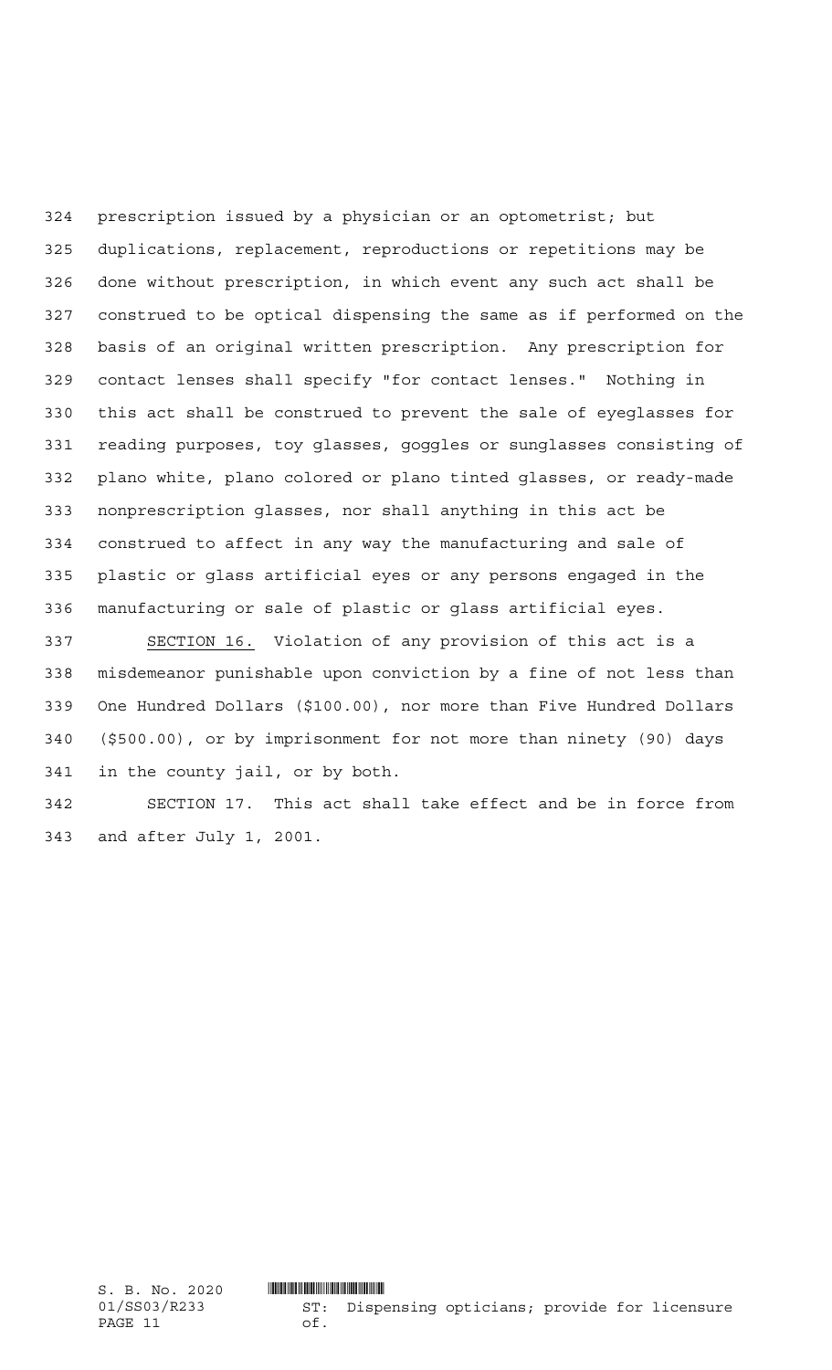prescription issued by a physician or an optometrist; but duplications, replacement, reproductions or repetitions may be done without prescription, in which event any such act shall be construed to be optical dispensing the same as if performed on the basis of an original written prescription. Any prescription for contact lenses shall specify "for contact lenses." Nothing in this act shall be construed to prevent the sale of eyeglasses for reading purposes, toy glasses, goggles or sunglasses consisting of plano white, plano colored or plano tinted glasses, or ready-made nonprescription glasses, nor shall anything in this act be construed to affect in any way the manufacturing and sale of plastic or glass artificial eyes or any persons engaged in the manufacturing or sale of plastic or glass artificial eyes.

SECTION 16. Violation of any provision of this act is a misdemeanor punishable upon conviction by a fine of not less than One Hundred Dollars ($100.00), nor more than Five Hundred Dollars ($500.00), or by imprisonment for not more than ninety (90) days in the county jail, or by both.

SECTION 17. This act shall take effect and be in force from and after July 1, 2001.